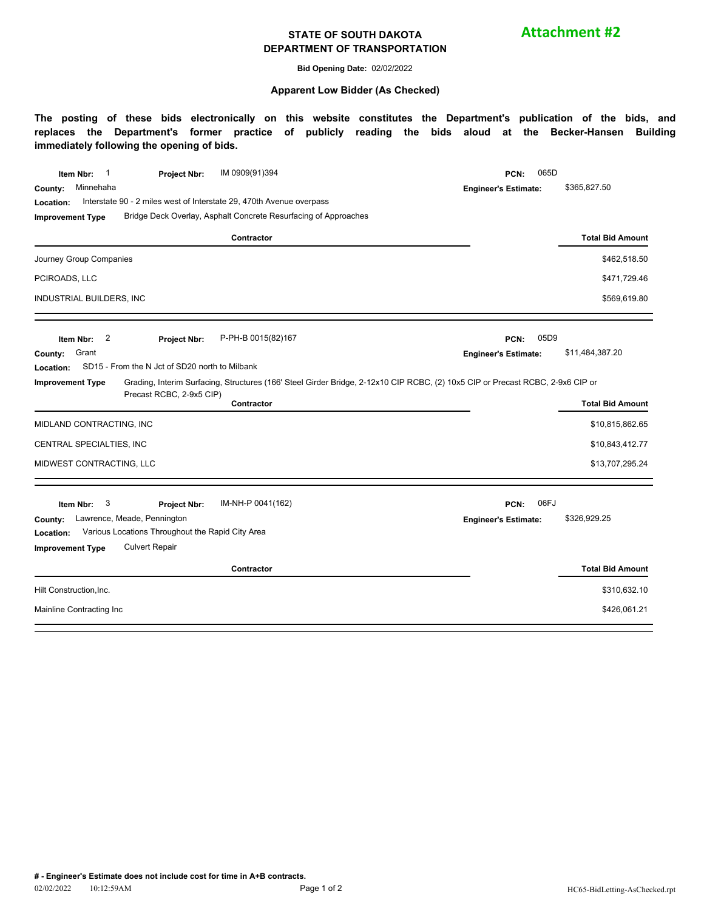**Attachment #2**

# STATE OF SOUTH DAKOTA
# DEPARTMENT OF TRANSPORTATION

**Bid Opening Date:** 02/02/2022

### Apparent Low Bidder (As Checked)

**The posting of these bids electronically on this website constitutes the Department's publication of the bids, and replaces the Department's former practice of publicly reading the bids aloud at the Becker-Hansen Building immediately following the opening of bids.**

**Item Nbr:** 1 **Project Nbr:** IM 0909(91)394 **PCN:** 065D
**County:** Minnehaha **Engineer's Estimate:** $365,827.50
**Location:** Interstate 90 - 2 miles west of Interstate 29, 470th Avenue overpass
**Improvement Type** Bridge Deck Overlay, Asphalt Concrete Resurfacing of Approaches

| Contractor | Total Bid Amount |
|---|---|
| Journey Group Companies | $462,518.50 |
| PCIROADS, LLC | $471,729.46 |
| INDUSTRIAL BUILDERS, INC | $569,619.80 |

**Item Nbr:** 2 **Project Nbr:** P-PH-B 0015(82)167 **PCN:** 05D9
**County:** Grant **Engineer's Estimate:** $11,484,387.20
**Location:** SD15 - From the N Jct of SD20 north to Milbank
**Improvement Type** Grading, Interim Surfacing, Structures (166' Steel Girder Bridge, 2-12x10 CIP RCBC, (2) 10x5 CIP or Precast RCBC, 2-9x6 CIP or Precast RCBC, 2-9x5 CIP)

| Contractor | Total Bid Amount |
|---|---|
| MIDLAND CONTRACTING, INC | $10,815,862.65 |
| CENTRAL SPECIALTIES, INC | $10,843,412.77 |
| MIDWEST CONTRACTING, LLC | $13,707,295.24 |

**Item Nbr:** 3 **Project Nbr:** IM-NH-P 0041(162) **PCN:** 06FJ
**County:** Lawrence, Meade, Pennington **Engineer's Estimate:** $326,929.25
**Location:** Various Locations Throughout the Rapid City Area
**Improvement Type** Culvert Repair

| Contractor | Total Bid Amount |
|---|---|
| Hilt Construction,Inc. | $310,632.10 |
| Mainline Contracting Inc | $426,061.21 |

**# - Engineer's Estimate does not include cost for time in A+B contracts.**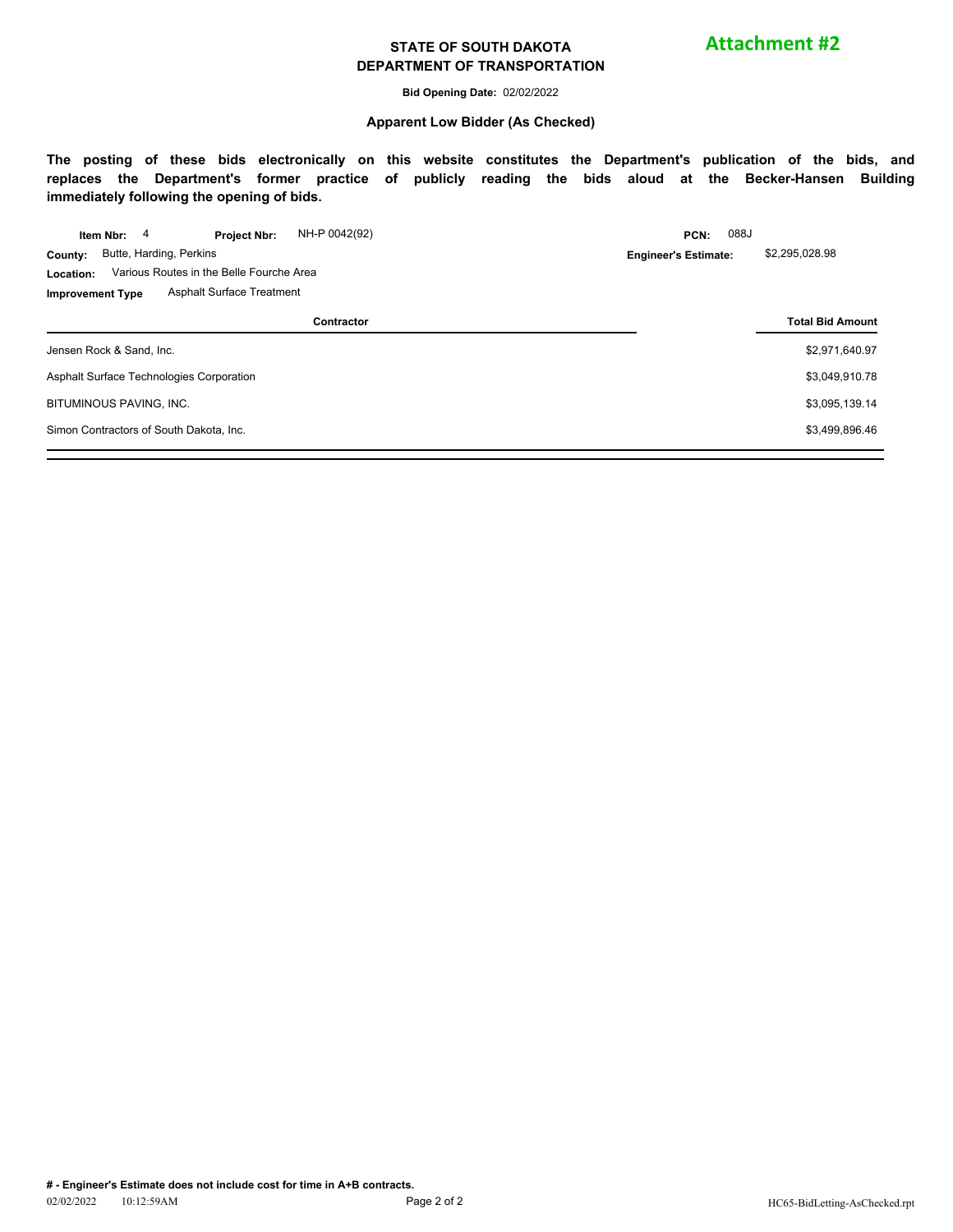**Attachment #2**

# STATE OF SOUTH DAKOTA
# DEPARTMENT OF TRANSPORTATION

**Bid Opening Date:** 02/02/2022

**Apparent Low Bidder (As Checked)**

**The posting of these bids electronically on this website constitutes the Department's publication of the bids, and replaces the Department's former practice of publicly reading the bids aloud at the Becker-Hansen Building immediately following the opening of bids.**

**Item Nbr:** 4 **Project Nbr:** NH-P 0042(92) **PCN:** 088J

**County:** Butte, Harding, Perkins **Engineer's Estimate:** $2,295,028.98

**Location:** Various Routes in the Belle Fourche Area

**Improvement Type** Asphalt Surface Treatment

| Contractor | Total Bid Amount |
|---|---|
| Jensen Rock & Sand, Inc. | $2,971,640.97 |
| Asphalt Surface Technologies Corporation | $3,049,910.78 |
| BITUMINOUS PAVING, INC. | $3,095,139.14 |
| Simon Contractors of South Dakota, Inc. | $3,499,896.46 |

**# - Engineer's Estimate does not include cost for time in A+B contracts.**

02/02/2022 10:12:59AM HC65-BidLetting-AsChecked.rpt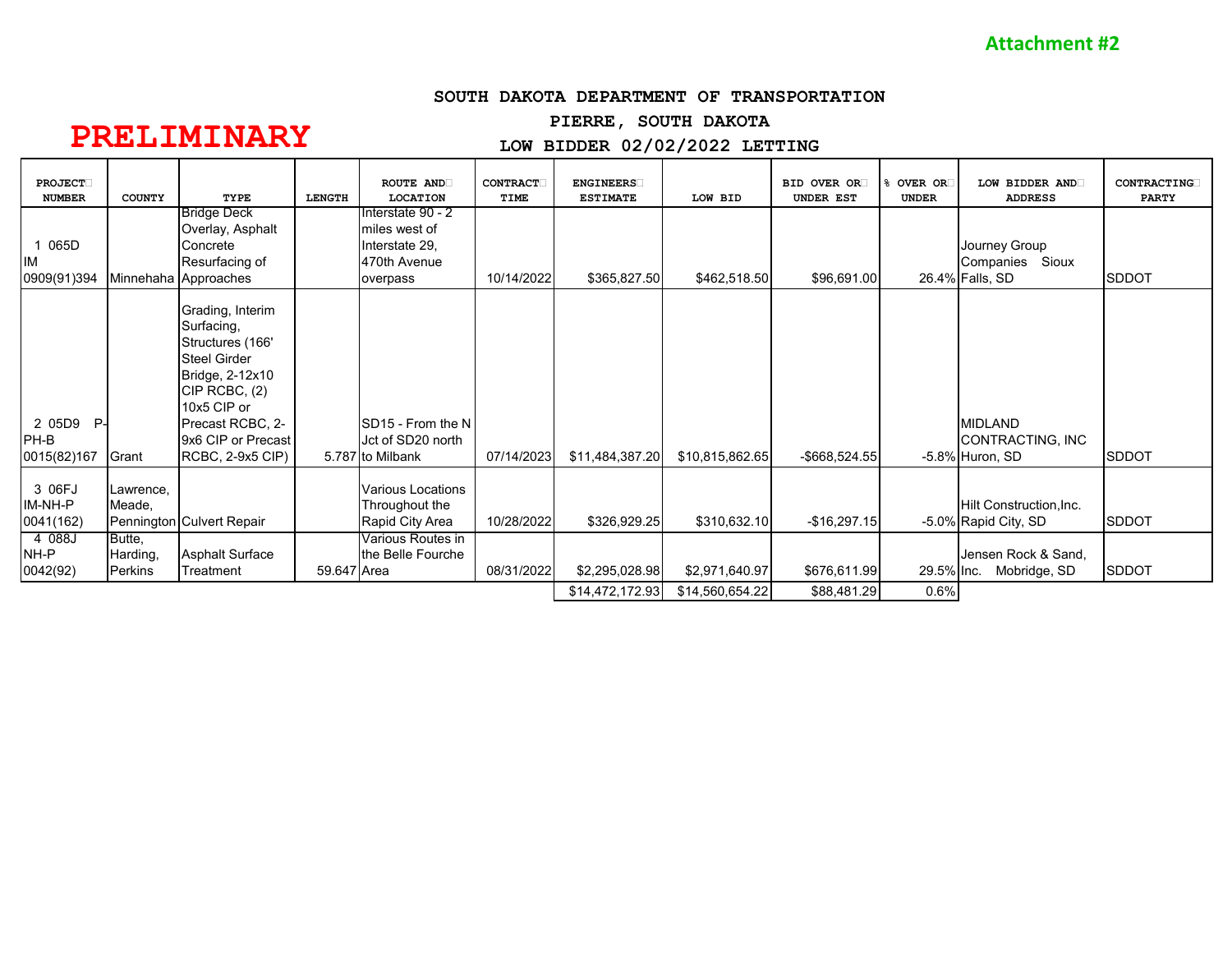Attachment #2

**PRELIMINARY**

# SOUTH DAKOTA DEPARTMENT OF TRANSPORTATION

## PIERRE, SOUTH DAKOTA

## LOW BIDDER 02/02/2022 LETTING

| PROJECT NUMBER | COUNTY | TYPE | LENGTH | ROUTE AND LOCATION | CONTRACT TIME | ENGINEERS ESTIMATE | LOW BID | BID OVER OR UNDER EST | % OVER OR UNDER | LOW BIDDER AND ADDRESS | CONTRACTING PARTY |
|---|---|---|---|---|---|---|---|---|---|---|---|
| 1 065D IM 0909(91)394 | Minnehaha | Bridge Deck Overlay, Asphalt Concrete Resurfacing of Approaches | | Interstate 90 - 2 miles west of Interstate 29, 470th Avenue overpass | 10/14/2022 | $365,827.50 | $462,518.50 | $96,691.00 | 26.4% | Journey Group Companies Sioux Falls, SD | SDDOT |
| 2 05D9 P-PH-B 0015(82)167 | Grant | Grading, Interim Surfacing, Structures (166' Steel Girder Bridge, 2-12x10 CIP RCBC, (2) 10x5 CIP or Precast RCBC, 2-9x6 CIP or Precast RCBC, 2-9x5 CIP) | 5.787 | SD15 - From the N Jct of SD20 north to Milbank | 07/14/2023 | $11,484,387.20 | $10,815,862.65 | -$668,524.55 | -5.8% | MIDLAND CONTRACTING, INC Huron, SD | SDDOT |
| 3 06FJ IM-NH-P 0041(162) | Lawrence, Meade, Pennington | Culvert Repair | | Various Locations Throughout the Rapid City Area | 10/28/2022 | $326,929.25 | $310,632.10 | -$16,297.15 | -5.0% | Hilt Construction,Inc. Rapid City, SD | SDDOT |
| 4 088J NH-P 0042(92) | Butte, Harding, Perkins | Asphalt Surface Treatment | 59.647 | Various Routes in the Belle Fourche Area | 08/31/2022 | $2,295,028.98 | $2,971,640.97 | $676,611.99 | 29.5% | Jensen Rock & Sand, Inc. Mobridge, SD | SDDOT |
| | | | | | | $14,472,172.93 | $14,560,654.22 | $88,481.29 | 0.6% | | |